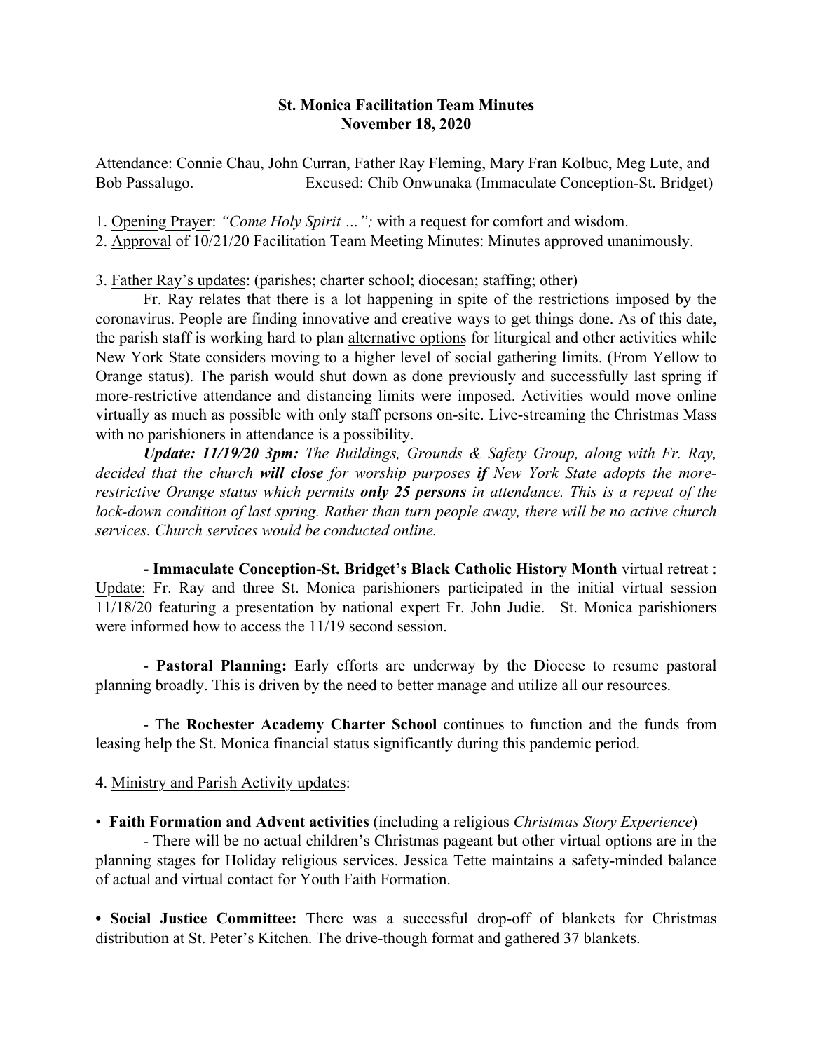**St. Monica Facilitation Team Minutes**
**November 18, 2020**

Attendance: Connie Chau, John Curran, Father Ray Fleming, Mary Fran Kolbuc, Meg Lute, and Bob Passalugo. Excused: Chib Onwunaka (Immaculate Conception-St. Bridget)

1. Opening Prayer: *"Come Holy Spirit …";* with a request for comfort and wisdom.
2. Approval of 10/21/20 Facilitation Team Meeting Minutes: Minutes approved unanimously.

3. Father Ray's updates: (parishes; charter school; diocesan; staffing; other)

Fr. Ray relates that there is a lot happening in spite of the restrictions imposed by the coronavirus. People are finding innovative and creative ways to get things done. As of this date, the parish staff is working hard to plan alternative options for liturgical and other activities while New York State considers moving to a higher level of social gathering limits. (From Yellow to Orange status). The parish would shut down as done previously and successfully last spring if more-restrictive attendance and distancing limits were imposed. Activities would move online virtually as much as possible with only staff persons on-site. Live-streaming the Christmas Mass with no parishioners in attendance is a possibility.

***Update: 11/19/20 3pm:*** *The Buildings, Grounds & Safety Group, along with Fr. Ray, decided that the church* ***will close*** *for worship purposes* ***if*** *New York State adopts the more-restrictive Orange status which permits* ***only 25 persons*** *in attendance. This is a repeat of the lock-down condition of last spring. Rather than turn people away, there will be no active church services. Church services would be conducted online.*

**- Immaculate Conception-St. Bridget's Black Catholic History Month** virtual retreat : Update: Fr. Ray and three St. Monica parishioners participated in the initial virtual session 11/18/20 featuring a presentation by national expert Fr. John Judie. St. Monica parishioners were informed how to access the 11/19 second session.

- **Pastoral Planning:** Early efforts are underway by the Diocese to resume pastoral planning broadly. This is driven by the need to better manage and utilize all our resources.

- The **Rochester Academy Charter School** continues to function and the funds from leasing help the St. Monica financial status significantly during this pandemic period.

4. Ministry and Parish Activity updates:

- **Faith Formation and Advent activities** (including a religious *Christmas Story Experience*)

  - There will be no actual children's Christmas pageant but other virtual options are in the planning stages for Holiday religious services. Jessica Tette maintains a safety-minded balance of actual and virtual contact for Youth Faith Formation.

- **Social Justice Committee:** There was a successful drop-off of blankets for Christmas distribution at St. Peter's Kitchen. The drive-though format and gathered 37 blankets.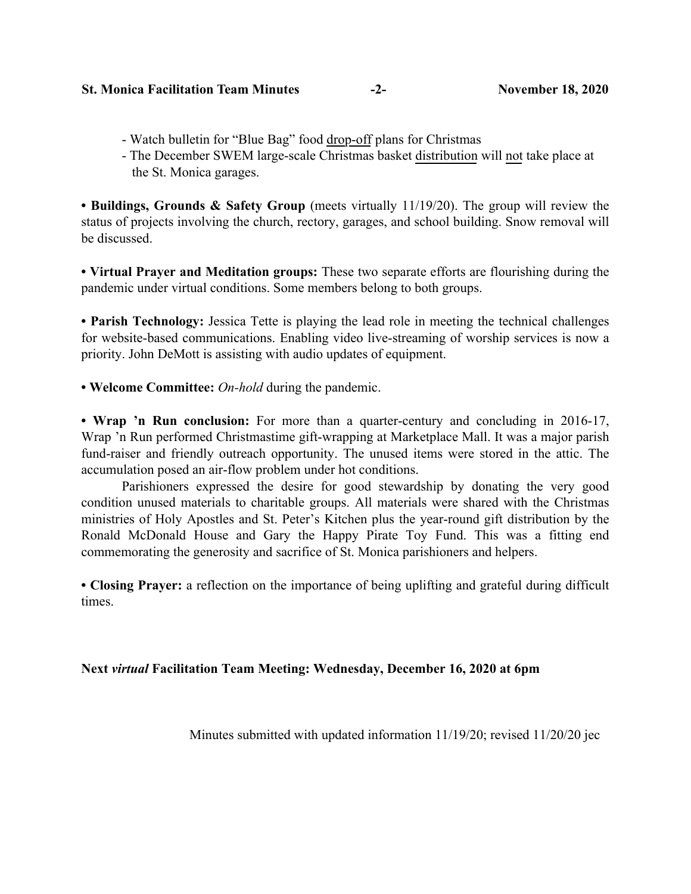- Watch bulletin for "Blue Bag" food <u>drop-off</u> plans for Christmas
- The December SWEM large-scale Christmas basket <u>distribution</u> will <u>not</u> take place at the St. Monica garages.

**• Buildings, Grounds & Safety Group** (meets virtually 11/19/20). The group will review the status of projects involving the church, rectory, garages, and school building. Snow removal will be discussed.

**• Virtual Prayer and Meditation groups:** These two separate efforts are flourishing during the pandemic under virtual conditions. Some members belong to both groups.

**• Parish Technology:** Jessica Tette is playing the lead role in meeting the technical challenges for website-based communications. Enabling video live-streaming of worship services is now a priority. John DeMott is assisting with audio updates of equipment.

**• Welcome Committee:** *On-hold* during the pandemic.

**• Wrap 'n Run conclusion:** For more than a quarter-century and concluding in 2016-17, Wrap 'n Run performed Christmastime gift-wrapping at Marketplace Mall. It was a major parish fund-raiser and friendly outreach opportunity. The unused items were stored in the attic. The accumulation posed an air-flow problem under hot conditions.

Parishioners expressed the desire for good stewardship by donating the very good condition unused materials to charitable groups. All materials were shared with the Christmas ministries of Holy Apostles and St. Peter's Kitchen plus the year-round gift distribution by the Ronald McDonald House and Gary the Happy Pirate Toy Fund. This was a fitting end commemorating the generosity and sacrifice of St. Monica parishioners and helpers.

**• Closing Prayer:** a reflection on the importance of being uplifting and grateful during difficult times.

**Next *virtual* Facilitation Team Meeting: Wednesday, December 16, 2020 at 6pm**

Minutes submitted with updated information 11/19/20; revised 11/20/20 jec